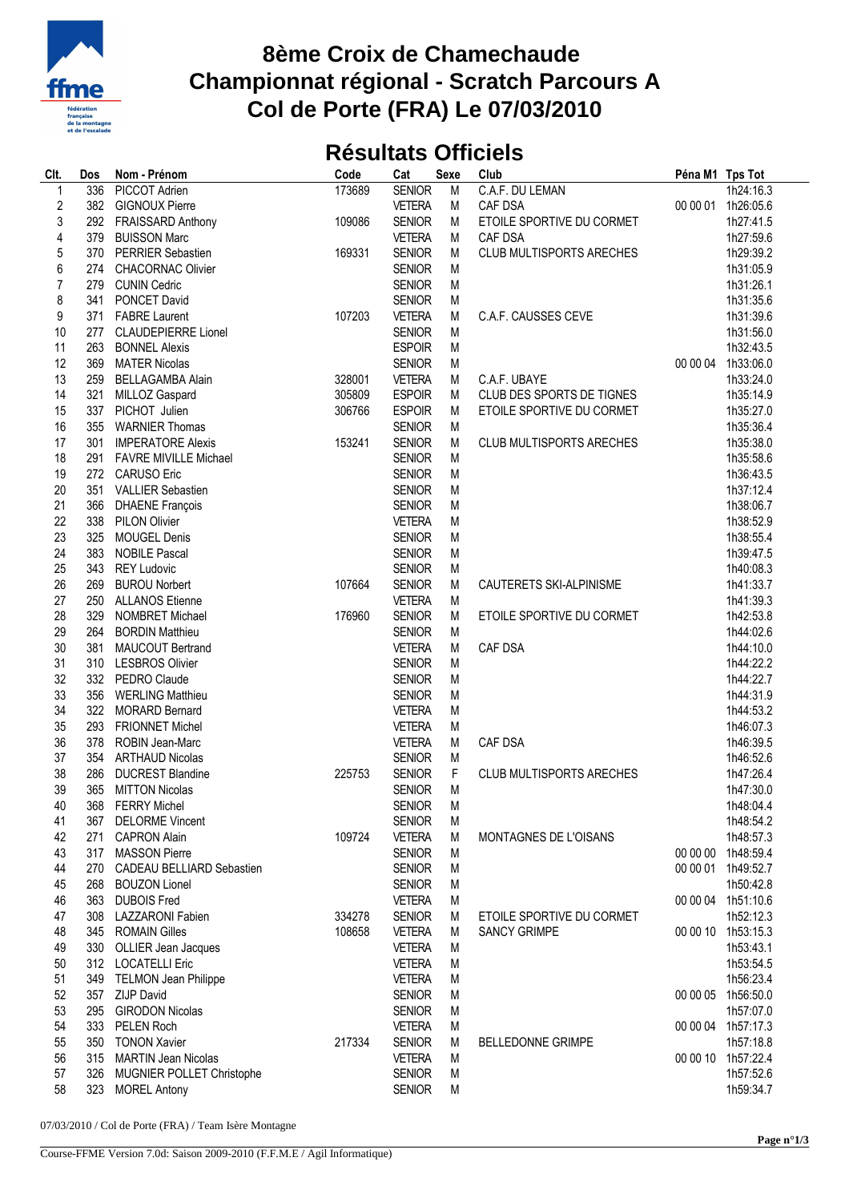# 8ème Croix de Chamechaude
# Championnat régional - Scratch Parcours A
# Col de Porte (FRA) Le 07/03/2010

## Résultats Officiels

| Clt. | Dos | Nom - Prénom | Code | Cat | Sexe | Club | Péna M1 | Tps Tot |
|---|---|---|---|---|---|---|---|---|
| 1 | 336 | PICCOT Adrien | 173689 | SENIOR | M | C.A.F. DU LEMAN | | 1h24:16.3 |
| 2 | 382 | GIGNOUX Pierre | | VETERA | M | CAF DSA | 00 00 01 | 1h26:05.6 |
| 3 | 292 | FRAISSARD Anthony | 109086 | SENIOR | M | ETOILE SPORTIVE DU CORMET | | 1h27:41.5 |
| 4 | 379 | BUISSON Marc | | VETERA | M | CAF DSA | | 1h27:59.6 |
| 5 | 370 | PERRIER Sebastien | 169331 | SENIOR | M | CLUB MULTISPORTS ARECHES | | 1h29:39.2 |
| 6 | 274 | CHACORNAC Olivier | | SENIOR | M | | | 1h31:05.9 |
| 7 | 279 | CUNIN Cedric | | SENIOR | M | | | 1h31:26.1 |
| 8 | 341 | PONCET David | | SENIOR | M | | | 1h31:35.6 |
| 9 | 371 | FABRE Laurent | 107203 | VETERA | M | C.A.F. CAUSSES CEVE | | 1h31:39.6 |
| 10 | 277 | CLAUDEPIERRE Lionel | | SENIOR | M | | | 1h31:56.0 |
| 11 | 263 | BONNEL Alexis | | ESPOIR | M | | | 1h32:43.5 |
| 12 | 369 | MATER Nicolas | | SENIOR | M | | 00 00 04 | 1h33:06.0 |
| 13 | 259 | BELLAGAMBA Alain | 328001 | VETERA | M | C.A.F. UBAYE | | 1h33:24.0 |
| 14 | 321 | MILLOZ Gaspard | 305809 | ESPOIR | M | CLUB DES SPORTS DE TIGNES | | 1h35:14.9 |
| 15 | 337 | PICHOT Julien | 306766 | ESPOIR | M | ETOILE SPORTIVE DU CORMET | | 1h35:27.0 |
| 16 | 355 | WARNIER Thomas | | SENIOR | M | | | 1h35:36.4 |
| 17 | 301 | IMPERATORE Alexis | 153241 | SENIOR | M | CLUB MULTISPORTS ARECHES | | 1h35:38.0 |
| 18 | 291 | FAVRE MIVILLE Michael | | SENIOR | M | | | 1h35:58.6 |
| 19 | 272 | CARUSO Eric | | SENIOR | M | | | 1h36:43.5 |
| 20 | 351 | VALLIER Sebastien | | SENIOR | M | | | 1h37:12.4 |
| 21 | 366 | DHAENE François | | SENIOR | M | | | 1h38:06.7 |
| 22 | 338 | PILON Olivier | | VETERA | M | | | 1h38:52.9 |
| 23 | 325 | MOUGEL Denis | | SENIOR | M | | | 1h38:55.4 |
| 24 | 383 | NOBILE Pascal | | SENIOR | M | | | 1h39:47.5 |
| 25 | 343 | REY Ludovic | | SENIOR | M | | | 1h40:08.3 |
| 26 | 269 | BUROU Norbert | 107664 | SENIOR | M | CAUTERETS SKI-ALPINISME | | 1h41:33.7 |
| 27 | 250 | ALLANOS Etienne | | VETERA | M | | | 1h41:39.3 |
| 28 | 329 | NOMBRET Michael | 176960 | SENIOR | M | ETOILE SPORTIVE DU CORMET | | 1h42:53.8 |
| 29 | 264 | BORDIN Matthieu | | SENIOR | M | | | 1h44:02.6 |
| 30 | 381 | MAUCOUT Bertrand | | VETERA | M | CAF DSA | | 1h44:10.0 |
| 31 | 310 | LESBROS Olivier | | SENIOR | M | | | 1h44:22.2 |
| 32 | 332 | PEDRO Claude | | SENIOR | M | | | 1h44:22.7 |
| 33 | 356 | WERLING Matthieu | | SENIOR | M | | | 1h44:31.9 |
| 34 | 322 | MORARD Bernard | | VETERA | M | | | 1h44:53.2 |
| 35 | 293 | FRIONNET Michel | | VETERA | M | | | 1h46:07.3 |
| 36 | 378 | ROBIN Jean-Marc | | VETERA | M | CAF DSA | | 1h46:39.5 |
| 37 | 354 | ARTHAUD Nicolas | | SENIOR | M | | | 1h46:52.6 |
| 38 | 286 | DUCREST Blandine | 225753 | SENIOR | F | CLUB MULTISPORTS ARECHES | | 1h47:26.4 |
| 39 | 365 | MITTON Nicolas | | SENIOR | M | | | 1h47:30.0 |
| 40 | 368 | FERRY Michel | | SENIOR | M | | | 1h48:04.4 |
| 41 | 367 | DELORME Vincent | | SENIOR | M | | | 1h48:54.2 |
| 42 | 271 | CAPRON Alain | 109724 | VETERA | M | MONTAGNES DE L'OISANS | | 1h48:57.3 |
| 43 | 317 | MASSON Pierre | | SENIOR | M | | 00 00 00 | 1h48:59.4 |
| 44 | 270 | CADEAU BELLIARD Sebastien | | SENIOR | M | | 00 00 01 | 1h49:52.7 |
| 45 | 268 | BOUZON Lionel | | SENIOR | M | | | 1h50:42.8 |
| 46 | 363 | DUBOIS Fred | | VETERA | M | | 00 00 04 | 1h51:10.6 |
| 47 | 308 | LAZZARONI Fabien | 334278 | SENIOR | M | ETOILE SPORTIVE DU CORMET | | 1h52:12.3 |
| 48 | 345 | ROMAIN Gilles | 108658 | VETERA | M | SANCY GRIMPE | 00 00 10 | 1h53:15.3 |
| 49 | 330 | OLLIER Jean Jacques | | VETERA | M | | | 1h53:43.1 |
| 50 | 312 | LOCATELLI Eric | | VETERA | M | | | 1h53:54.5 |
| 51 | 349 | TELMON Jean Philippe | | VETERA | M | | | 1h56:23.4 |
| 52 | 357 | ZIJP David | | SENIOR | M | | 00 00 05 | 1h56:50.0 |
| 53 | 295 | GIRODON Nicolas | | SENIOR | M | | | 1h57:07.0 |
| 54 | 333 | PELEN Roch | | VETERA | M | | 00 00 04 | 1h57:17.3 |
| 55 | 350 | TONON Xavier | 217334 | SENIOR | M | BELLEDONNE GRIMPE | | 1h57:18.8 |
| 56 | 315 | MARTIN Jean Nicolas | | VETERA | M | | 00 00 10 | 1h57:22.4 |
| 57 | 326 | MUGNIER POLLET Christophe | | SENIOR | M | | | 1h57:52.6 |
| 58 | 323 | MOREL Antony | | SENIOR | M | | | 1h59:34.7 |

07/03/2010 / Col de Porte (FRA) / Team Isère Montagne

Course-FFME Version 7.0d: Saison 2009-2010 (F.F.M.E / Agil Informatique)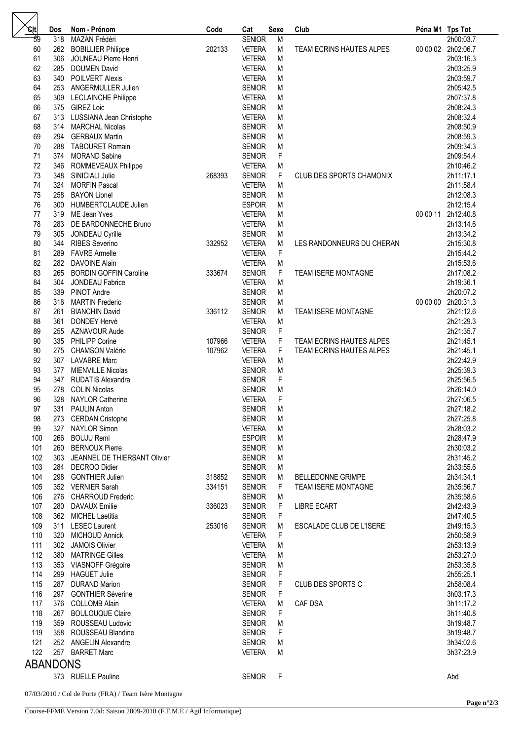| Clt | Dos | Nom - Prénom | Code | Cat | Sexe | Club | Péna M1 | Tps Tot |
|---|---|---|---|---|---|---|---|---|
| 59 | 318 | MAZAN Frédéri | | SENIOR | M | | | 2h00:03.7 |
| 60 | 262 | BOBILLIER Philippe | 202133 | VETERA | M | TEAM ECRINS HAUTES ALPES | 00 00 02 | 2h02:06.7 |
| 61 | 306 | JOUNEAU Pierre Henri | | VETERA | M | | | 2h03:16.3 |
| 62 | 285 | DOUMEN David | | VETERA | M | | | 2h03:25.9 |
| 63 | 340 | POILVERT Alexis | | VETERA | M | | | 2h03:59.7 |
| 64 | 253 | ANGERMULLER Julien | | SENIOR | M | | | 2h05:42.5 |
| 65 | 309 | LECLAINCHE Philippe | | VETERA | M | | | 2h07:37.8 |
| 66 | 375 | GIREZ Loic | | SENIOR | M | | | 2h08:24.3 |
| 67 | 313 | LUSSIANA Jean Christophe | | VETERA | M | | | 2h08:32.4 |
| 68 | 314 | MARCHAL Nicolas | | SENIOR | M | | | 2h08:50.9 |
| 69 | 294 | GERBAUX Martin | | SENIOR | M | | | 2h08:59.3 |
| 70 | 288 | TABOURET Romain | | SENIOR | M | | | 2h09:34.3 |
| 71 | 374 | MORAND Sabine | | SENIOR | F | | | 2h09:54.4 |
| 72 | 346 | ROMMEVEAUX Philippe | | VETERA | M | | | 2h10:46.2 |
| 73 | 348 | SINICIALI Julie | 268393 | SENIOR | F | CLUB DES SPORTS CHAMONIX | | 2h11:17.1 |
| 74 | 324 | MORFIN Pascal | | VETERA | M | | | 2h11:58.4 |
| 75 | 258 | BAYON Lionel | | SENIOR | M | | | 2h12:08.3 |
| 76 | 300 | HUMBERTCLAUDE Julien | | ESPOIR | M | | | 2h12:15.4 |
| 77 | 319 | ME Jean Yves | | VETERA | M | | 00 00 11 | 2h12:40.8 |
| 78 | 283 | DE BARDONNECHE Bruno | | VETERA | M | | | 2h13:14.6 |
| 79 | 305 | JONDEAU Cyrille | | SENIOR | M | | | 2h13:34.2 |
| 80 | 344 | RIBES Severino | 332952 | VETERA | M | LES RANDONNEURS DU CHERAN | | 2h15:30.8 |
| 81 | 289 | FAVRE Armelle | | VETERA | F | | | 2h15:44.2 |
| 82 | 282 | DAVOINE Alain | | VETERA | M | | | 2h15:53.6 |
| 83 | 265 | BORDIN GOFFIN Caroline | 333674 | SENIOR | F | TEAM ISERE MONTAGNE | | 2h17:08.2 |
| 84 | 304 | JONDEAU Fabrice | | VETERA | M | | | 2h19:36.1 |
| 85 | 339 | PINOT Andre | | SENIOR | M | | | 2h20:07.2 |
| 86 | 316 | MARTIN Frederic | | SENIOR | M | | 00 00 00 | 2h20:31.3 |
| 87 | 261 | BIANCHIN David | 336112 | SENIOR | M | TEAM ISERE MONTAGNE | | 2h21:12.6 |
| 88 | 361 | DONDEY Hervé | | VETERA | M | | | 2h21:29.3 |
| 89 | 255 | AZNAVOUR Aude | | SENIOR | F | | | 2h21:35.7 |
| 90 | 335 | PHILIPP Corine | 107966 | VETERA | F | TEAM ECRINS HAUTES ALPES | | 2h21:45.1 |
| 90 | 275 | CHAMSON Valérie | 107962 | VETERA | F | TEAM ECRINS HAUTES ALPES | | 2h21:45.1 |
| 92 | 307 | LAVABRE Marc | | VETERA | M | | | 2h22:42.9 |
| 93 | 377 | MIENVILLE Nicolas | | SENIOR | M | | | 2h25:39.3 |
| 94 | 347 | RUDATIS Alexandra | | SENIOR | F | | | 2h25:56.5 |
| 95 | 278 | COLIN Nicolas | | SENIOR | M | | | 2h26:14.0 |
| 96 | 328 | NAYLOR Catherine | | VETERA | F | | | 2h27:06.5 |
| 97 | 331 | PAULIN Anton | | SENIOR | M | | | 2h27:18.2 |
| 98 | 273 | CERDAN Cristophe | | SENIOR | M | | | 2h27:25.8 |
| 99 | 327 | NAYLOR Simon | | VETERA | M | | | 2h28:03.2 |
| 100 | 266 | BOUJU Remi | | ESPOIR | M | | | 2h28:47.9 |
| 101 | 260 | BERNOUX Pierre | | SENIOR | M | | | 2h30:03.2 |
| 102 | 303 | JEANNEL DE THIERSANT Olivier | | SENIOR | M | | | 2h31:45.2 |
| 103 | 284 | DECROO Didier | | SENIOR | M | | | 2h33:55.6 |
| 104 | 298 | GONTHIER Julien | 318852 | SENIOR | M | BELLEDONNE GRIMPE | | 2h34:34.1 |
| 105 | 352 | VERNIER Sarah | 334151 | SENIOR | F | TEAM ISERE MONTAGNE | | 2h35:56.7 |
| 106 | 276 | CHARROUD Frederic | | SENIOR | M | | | 2h35:58.6 |
| 107 | 280 | DAVAUX Emilie | 336023 | SENIOR | F | LIBRE ECART | | 2h42:43.9 |
| 108 | 362 | MICHEL Laetitia | | SENIOR | F | | | 2h47:40.5 |
| 109 | 311 | LESEC Laurent | 253016 | SENIOR | M | ESCALADE CLUB DE L'ISERE | | 2h49:15.3 |
| 110 | 320 | MICHOUD Annick | | VETERA | F | | | 2h50:58.9 |
| 111 | 302 | JAMOIS Olivier | | VETERA | M | | | 2h53:13.9 |
| 112 | 380 | MATRINGE Gilles | | VETERA | M | | | 2h53:27.0 |
| 113 | 353 | VIASNOFF Grégoire | | SENIOR | M | | | 2h53:35.8 |
| 114 | 299 | HAGUET Julie | | SENIOR | F | | | 2h55:25.1 |
| 115 | 287 | DURAND Marion | | SENIOR | F | CLUB DES SPORTS C | | 2h58:08.4 |
| 116 | 297 | GONTHIER Séverine | | SENIOR | F | | | 3h03:17.3 |
| 117 | 376 | COLLOMB Alain | | VETERA | M | CAF DSA | | 3h11:17.2 |
| 118 | 267 | BOULOUQUE Claire | | SENIOR | F | | | 3h11:40.8 |
| 119 | 359 | ROUSSEAU Ludovic | | SENIOR | M | | | 3h19:48.7 |
| 119 | 358 | ROUSSEAU Blandine | | SENIOR | F | | | 3h19:48.7 |
| 121 | 252 | ANGELIN Alexandre | | SENIOR | M | | | 3h34:02.6 |
| 122 | 257 | BARRET Marc | | VETERA | M | | | 3h37:23.9 |

## ABANDONS

| Clt | Dos | Nom - Prénom | Code | Cat | Sexe | Club | Péna M1 | Tps Tot |
|---|---|---|---|---|---|---|---|---|
| | 373 | RUELLE Pauline | | SENIOR | F | | | Abd |

07/03/2010 / Col de Porte (FRA) / Team Isère Montagne

Course-FFME Version 7.0d: Saison 2009-2010 (F.F.M.E / Agil Informatique)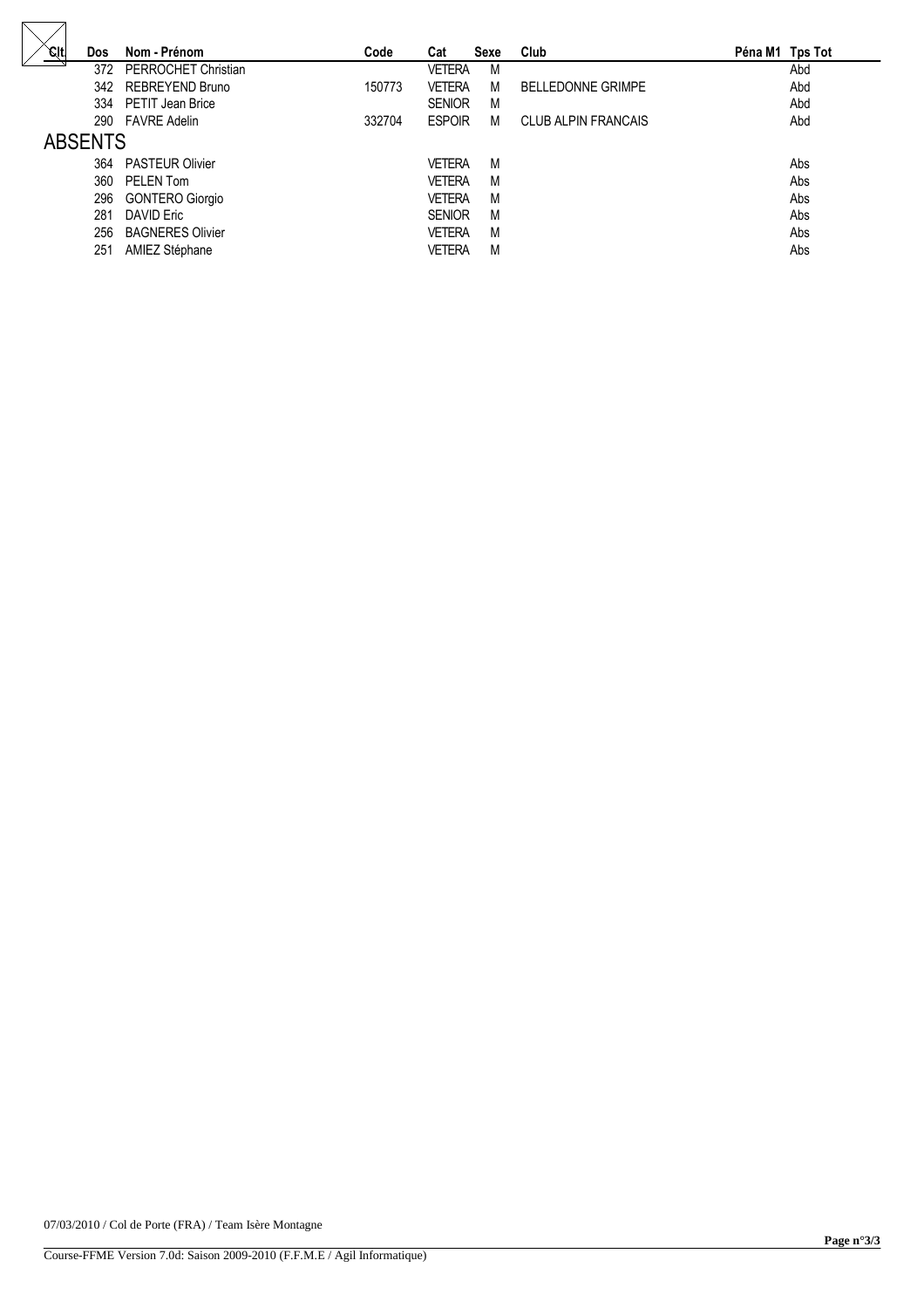| Clt. | Dos | Nom - Prénom | Code | Cat | Sexe | Club | Péna M1 | Tps Tot |
|---|---|---|---|---|---|---|---|---|
| | 372 | PERROCHET Christian | | VETERA | M | | | Abd |
| | 342 | REBREYEND Bruno | 150773 | VETERA | M | BELLEDONNE GRIMPE | | Abd |
| | 334 | PETIT Jean Brice | | SENIOR | M | | | Abd |
| | 290 | FAVRE Adelin | 332704 | ESPOIR | M | CLUB ALPIN FRANCAIS | | Abd |

## ABSENTS

| Clt. | Dos | Nom - Prénom | Code | Cat | Sexe | Club | Péna M1 | Tps Tot |
|---|---|---|---|---|---|---|---|---|
| | 364 | PASTEUR Olivier | | VETERA | M | | | Abs |
| | 360 | PELEN Tom | | VETERA | M | | | Abs |
| | 296 | GONTERO Giorgio | | VETERA | M | | | Abs |
| | 281 | DAVID Eric | | SENIOR | M | | | Abs |
| | 256 | BAGNERES Olivier | | VETERA | M | | | Abs |
| | 251 | AMIEZ Stéphane | | VETERA | M | | | Abs |

07/03/2010 / Col de Porte (FRA) / Team Isère Montagne

Course-FFME Version 7.0d: Saison 2009-2010 (F.F.M.E / Agil Informatique)